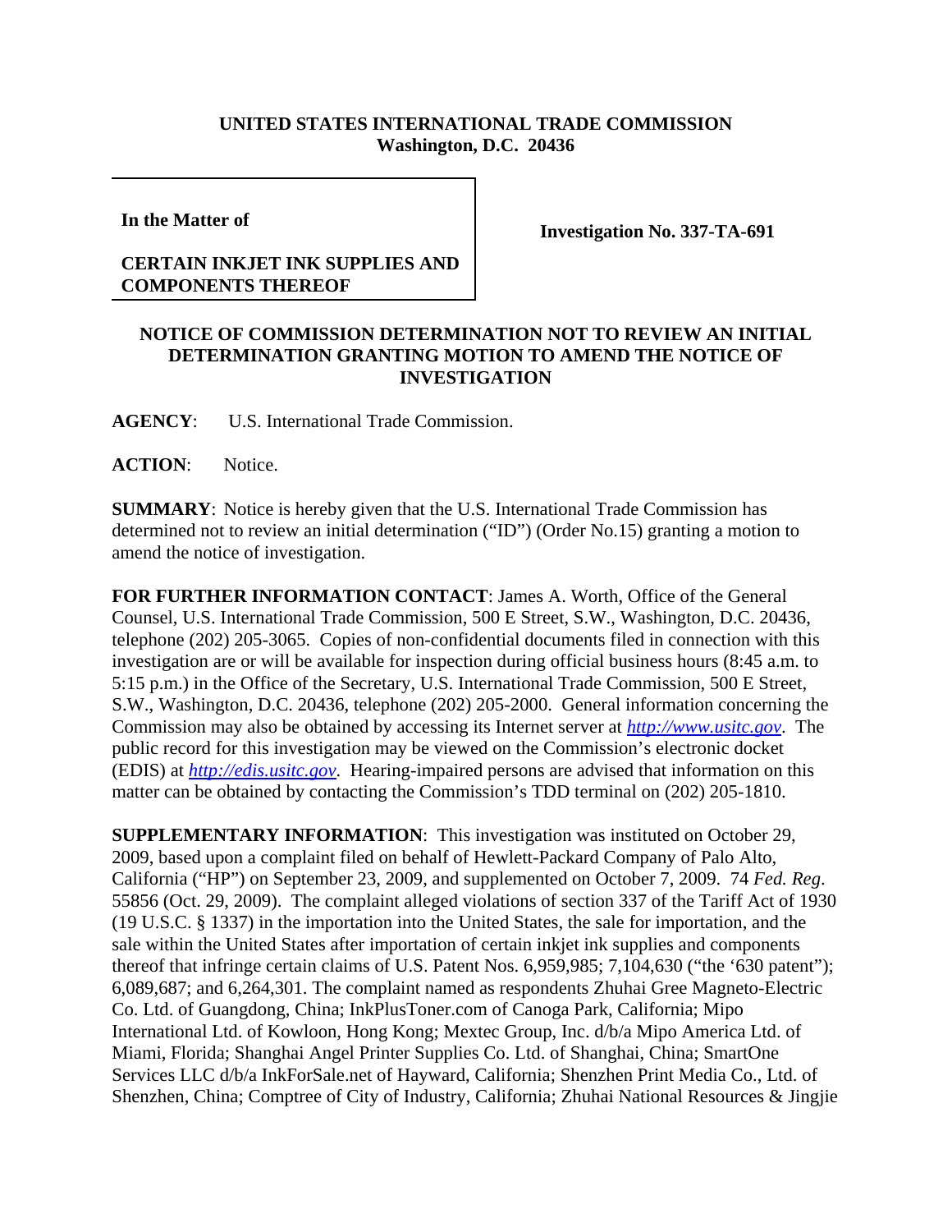**UNITED STATES INTERNATIONAL TRADE COMMISSION**
**Washington, D.C. 20436**

| | |
|---|---|
| **In the Matter of**<br><br>**CERTAIN INKJET INK SUPPLIES AND COMPONENTS THEREOF** | **Investigation No. 337-TA-691** |

**NOTICE OF COMMISSION DETERMINATION NOT TO REVIEW AN INITIAL DETERMINATION GRANTING MOTION TO AMEND THE NOTICE OF INVESTIGATION**

**AGENCY**: U.S. International Trade Commission.

**ACTION**: Notice.

**SUMMARY**: Notice is hereby given that the U.S. International Trade Commission has determined not to review an initial determination ("ID") (Order No.15) granting a motion to amend the notice of investigation.

**FOR FURTHER INFORMATION CONTACT**: James A. Worth, Office of the General Counsel, U.S. International Trade Commission, 500 E Street, S.W., Washington, D.C. 20436, telephone (202) 205-3065. Copies of non-confidential documents filed in connection with this investigation are or will be available for inspection during official business hours (8:45 a.m. to 5:15 p.m.) in the Office of the Secretary, U.S. International Trade Commission, 500 E Street, S.W., Washington, D.C. 20436, telephone (202) 205-2000. General information concerning the Commission may also be obtained by accessing its Internet server at *http://www.usitc.gov*. The public record for this investigation may be viewed on the Commission's electronic docket (EDIS) at *http://edis.usitc.gov*. Hearing-impaired persons are advised that information on this matter can be obtained by contacting the Commission's TDD terminal on (202) 205-1810.

**SUPPLEMENTARY INFORMATION**: This investigation was instituted on October 29, 2009, based upon a complaint filed on behalf of Hewlett-Packard Company of Palo Alto, California ("HP") on September 23, 2009, and supplemented on October 7, 2009. 74 *Fed. Reg*. 55856 (Oct. 29, 2009). The complaint alleged violations of section 337 of the Tariff Act of 1930 (19 U.S.C. § 1337) in the importation into the United States, the sale for importation, and the sale within the United States after importation of certain inkjet ink supplies and components thereof that infringe certain claims of U.S. Patent Nos. 6,959,985; 7,104,630 ("the '630 patent"); 6,089,687; and 6,264,301. The complaint named as respondents Zhuhai Gree Magneto-Electric Co. Ltd. of Guangdong, China; InkPlusToner.com of Canoga Park, California; Mipo International Ltd. of Kowloon, Hong Kong; Mextec Group, Inc. d/b/a Mipo America Ltd. of Miami, Florida; Shanghai Angel Printer Supplies Co. Ltd. of Shanghai, China; SmartOne Services LLC d/b/a InkForSale.net of Hayward, California; Shenzhen Print Media Co., Ltd. of Shenzhen, China; Comptree of City of Industry, California; Zhuhai National Resources & Jingjie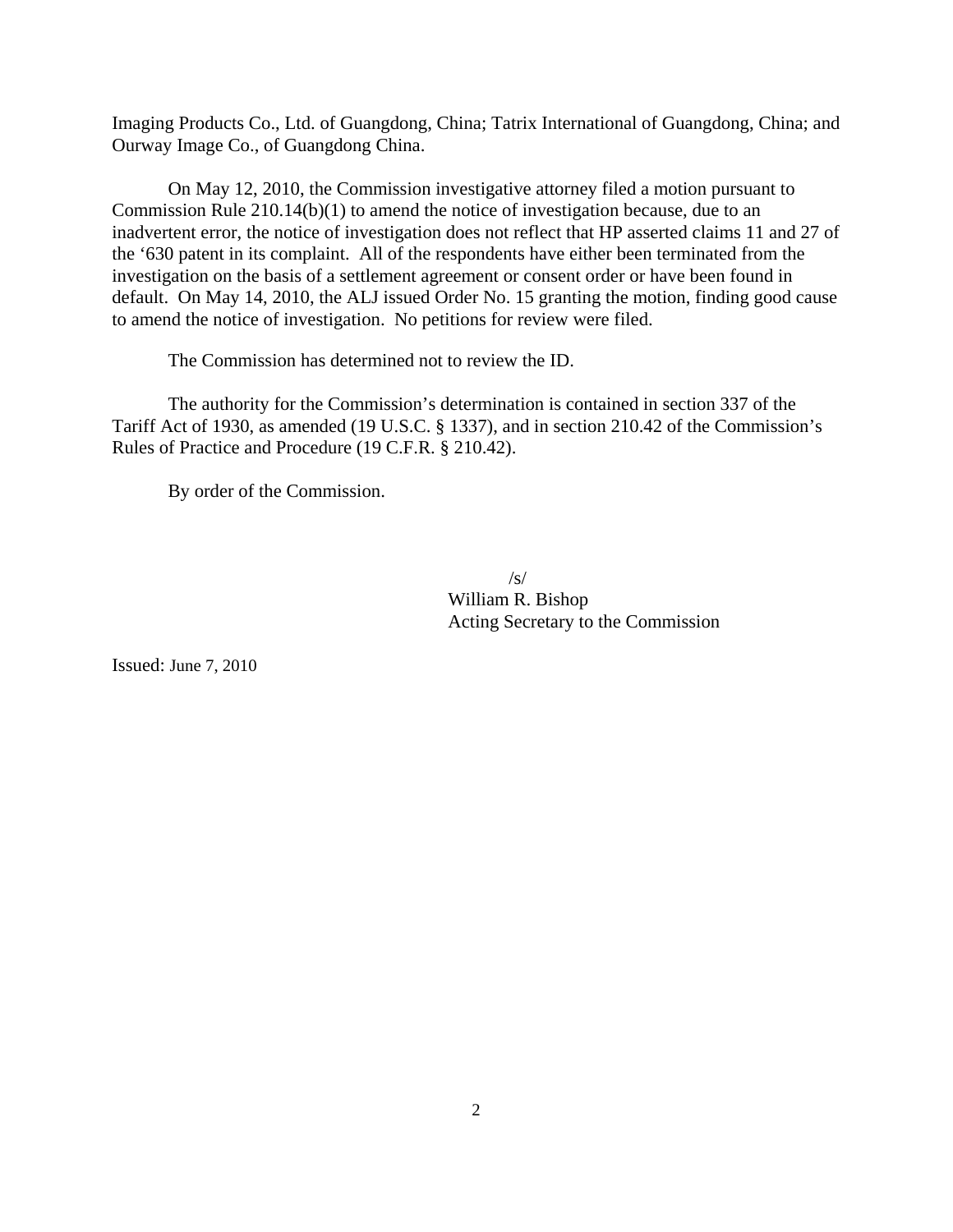Imaging Products Co., Ltd. of Guangdong, China; Tatrix International of Guangdong, China; and Ourway Image Co., of Guangdong China.

On May 12, 2010, the Commission investigative attorney filed a motion pursuant to Commission Rule 210.14(b)(1) to amend the notice of investigation because, due to an inadvertent error, the notice of investigation does not reflect that HP asserted claims 11 and 27 of the '630 patent in its complaint. All of the respondents have either been terminated from the investigation on the basis of a settlement agreement or consent order or have been found in default. On May 14, 2010, the ALJ issued Order No. 15 granting the motion, finding good cause to amend the notice of investigation. No petitions for review were filed.

The Commission has determined not to review the ID.

The authority for the Commission's determination is contained in section 337 of the Tariff Act of 1930, as amended (19 U.S.C. § 1337), and in section 210.42 of the Commission's Rules of Practice and Procedure (19 C.F.R. § 210.42).

By order of the Commission.

/s/
William R. Bishop
Acting Secretary to the Commission

Issued: June 7, 2010